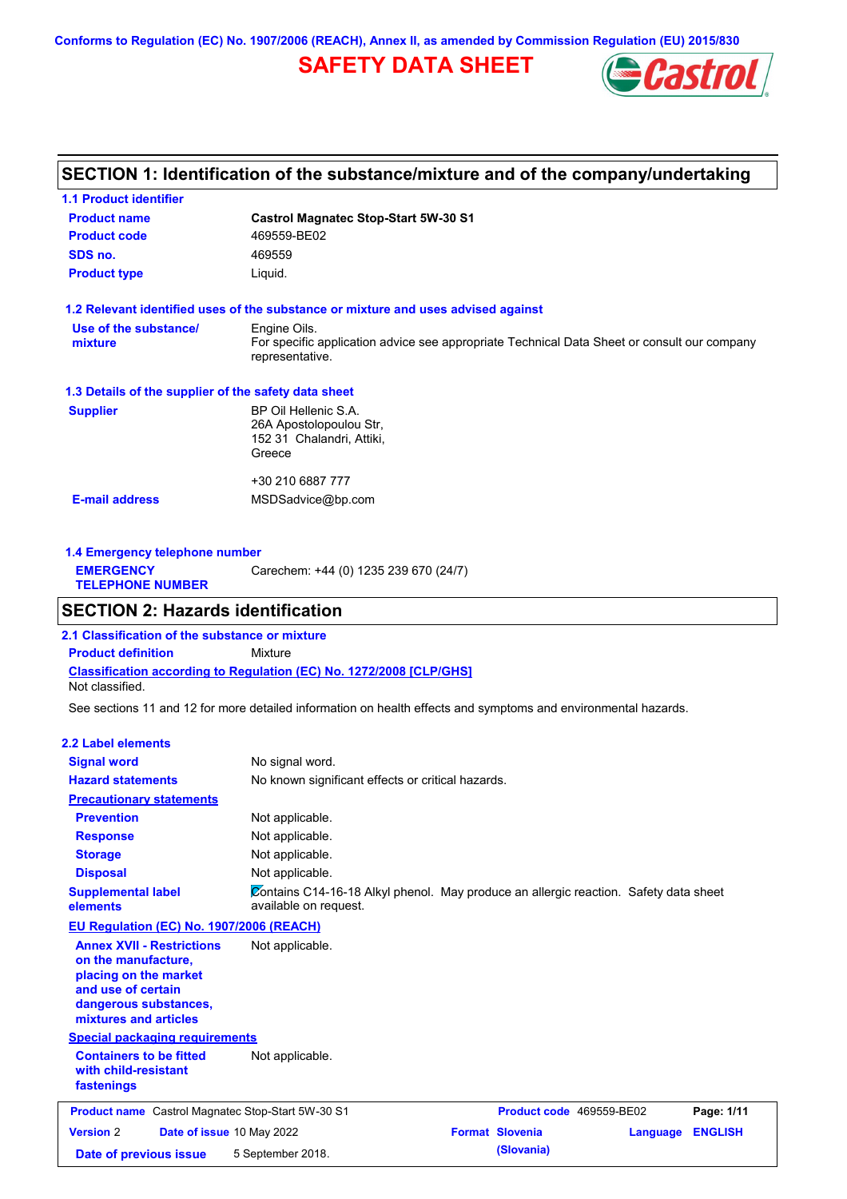Conforms to Regulation (EC) No. 1907/2006 (REACH), Annex II, as amended by Commission Regulation (EU) 2015/830

# SAFETY DATA SHEET

## SECTION 1: Identification of the substance/mixture and of the company/undertaking

### 1.1 Product identifier

| | |
|---|---|
| **Product name** | **Castrol Magnatec Stop-Start 5W-30 S1** |
| **Product code** | 469559-BE02 |
| **SDS no.** | 469559 |
| **Product type** | Liquid. |

### 1.2 Relevant identified uses of the substance or mixture and uses advised against

**Use of the substance/ mixture**: Engine Oils.
For specific application advice see appropriate Technical Data Sheet or consult our company representative.

### 1.3 Details of the supplier of the safety data sheet

**Supplier**: BP Oil Hellenic S.A.
26A Apostolopoulou Str,
152 31 Chalandri, Attiki,
Greece

+30 210 6887 777

**E-mail address**: MSDSadvice@bp.com

### 1.4 Emergency telephone number

**EMERGENCY TELEPHONE NUMBER**: Carechem: +44 (0) 1235 239 670 (24/7)

## SECTION 2: Hazards identification

### 2.1 Classification of the substance or mixture

**Product definition**: Mixture

**Classification according to Regulation (EC) No. 1272/2008 [CLP/GHS]**
Not classified.

See sections 11 and 12 for more detailed information on health effects and symptoms and environmental hazards.

### 2.2 Label elements

| | |
|---|---|
| **Signal word** | No signal word. |
| **Hazard statements** | No known significant effects or critical hazards. |

**Precautionary statements**

| | |
|---|---|
| **Prevention** | Not applicable. |
| **Response** | Not applicable. |
| **Storage** | Not applicable. |
| **Disposal** | Not applicable. |
| **Supplemental label elements** | Contains C14-16-18 Alkyl phenol. May produce an allergic reaction. Safety data sheet available on request. |

**EU Regulation (EC) No. 1907/2006 (REACH)**

| | |
|---|---|
| **Annex XVII - Restrictions on the manufacture, placing on the market and use of certain dangerous substances, mixtures and articles** | Not applicable. |

**Special packaging requirements**

| | |
|---|---|
| **Containers to be fitted with child-resistant fastenings** | Not applicable. |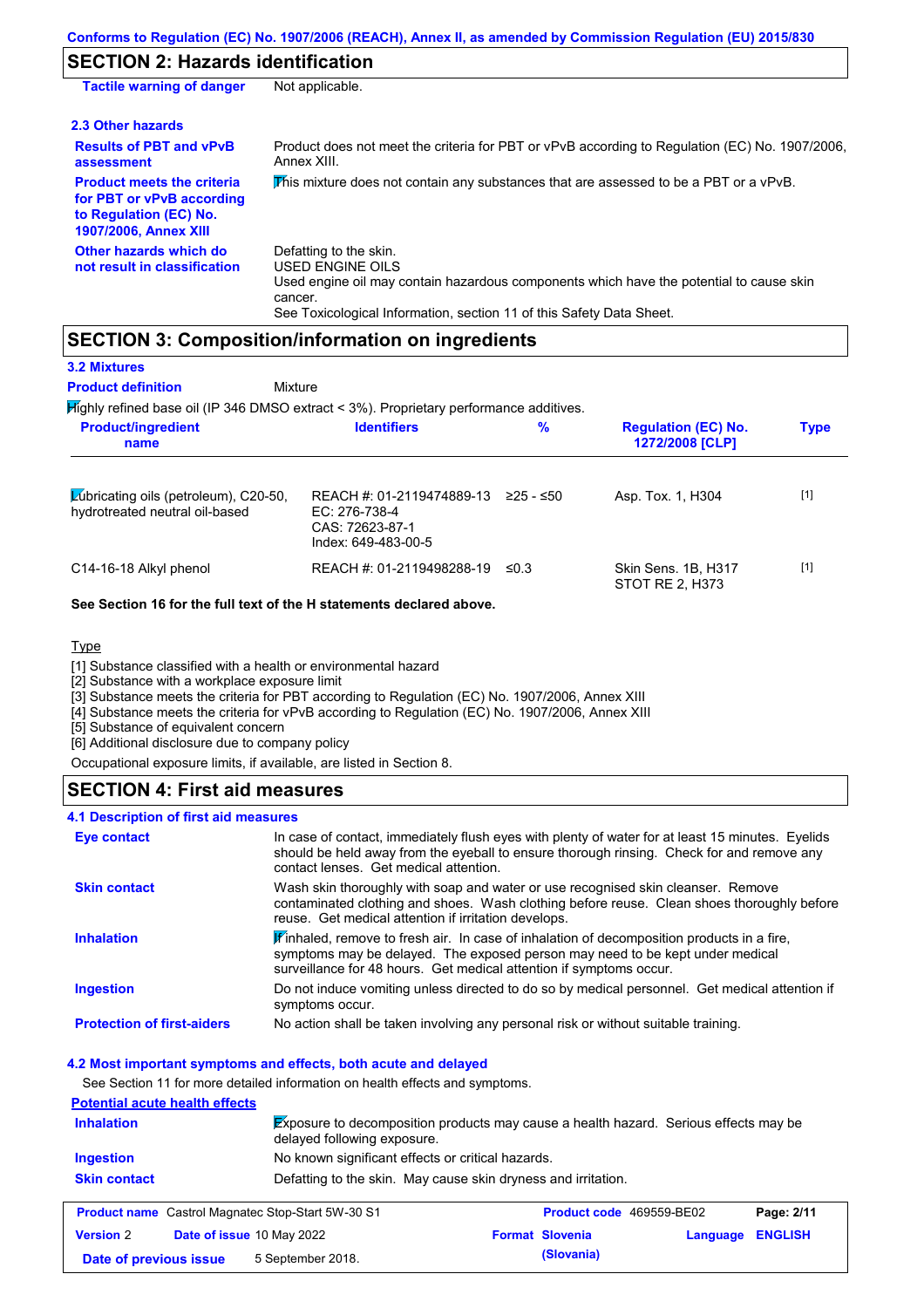## SECTION 2: Hazards identification

| | |
|---|---|
| **Tactile warning of danger** | Not applicable. |

### 2.3 Other hazards

| | |
|---|---|
| **Results of PBT and vPvB assessment** | Product does not meet the criteria for PBT or vPvB according to Regulation (EC) No. 1907/2006, Annex XIII. |
| **Product meets the criteria for PBT or vPvB according to Regulation (EC) No. 1907/2006, Annex XIII** | This mixture does not contain any substances that are assessed to be a PBT or a vPvB. |
| **Other hazards which do not result in classification** | Defatting to the skin.<br>USED ENGINE OILS<br>Used engine oil may contain hazardous components which have the potential to cause skin cancer.<br>See Toxicological Information, section 11 of this Safety Data Sheet. |

## SECTION 3: Composition/information on ingredients

### 3.2 Mixtures

**Product definition** Mixture

Highly refined base oil (IP 346 DMSO extract < 3%). Proprietary performance additives.

| Product/ingredient name | Identifiers | % | Regulation (EC) No. 1272/2008 [CLP] | Type |
|---|---|---|---|---|
| Lubricating oils (petroleum), C20-50, hydrotreated neutral oil-based | REACH #: 01-2119474889-13<br>EC: 276-738-4<br>CAS: 72623-87-1<br>Index: 649-483-00-5 | ≥25 - ≤50 | Asp. Tox. 1, H304 | [1] |
| C14-16-18 Alkyl phenol | REACH #: 01-2119498288-19 | ≤0.3 | Skin Sens. 1B, H317<br>STOT RE 2, H373 | [1] |

**See Section 16 for the full text of the H statements declared above.**

Type

[1] Substance classified with a health or environmental hazard
[2] Substance with a workplace exposure limit
[3] Substance meets the criteria for PBT according to Regulation (EC) No. 1907/2006, Annex XIII
[4] Substance meets the criteria for vPvB according to Regulation (EC) No. 1907/2006, Annex XIII
[5] Substance of equivalent concern
[6] Additional disclosure due to company policy

Occupational exposure limits, if available, are listed in Section 8.

## SECTION 4: First aid measures

### 4.1 Description of first aid measures

| | |
|---|---|
| **Eye contact** | In case of contact, immediately flush eyes with plenty of water for at least 15 minutes. Eyelids should be held away from the eyeball to ensure thorough rinsing. Check for and remove any contact lenses. Get medical attention. |
| **Skin contact** | Wash skin thoroughly with soap and water or use recognised skin cleanser. Remove contaminated clothing and shoes. Wash clothing before reuse. Clean shoes thoroughly before reuse. Get medical attention if irritation develops. |
| **Inhalation** | If inhaled, remove to fresh air. In case of inhalation of decomposition products in a fire, symptoms may be delayed. The exposed person may need to be kept under medical surveillance for 48 hours. Get medical attention if symptoms occur. |
| **Ingestion** | Do not induce vomiting unless directed to do so by medical personnel. Get medical attention if symptoms occur. |
| **Protection of first-aiders** | No action shall be taken involving any personal risk or without suitable training. |

### 4.2 Most important symptoms and effects, both acute and delayed

See Section 11 for more detailed information on health effects and symptoms.

**Potential acute health effects**

| | |
|---|---|
| **Inhalation** | Exposure to decomposition products may cause a health hazard. Serious effects may be delayed following exposure. |
| **Ingestion** | No known significant effects or critical hazards. |
| **Skin contact** | Defatting to the skin. May cause skin dryness and irritation. |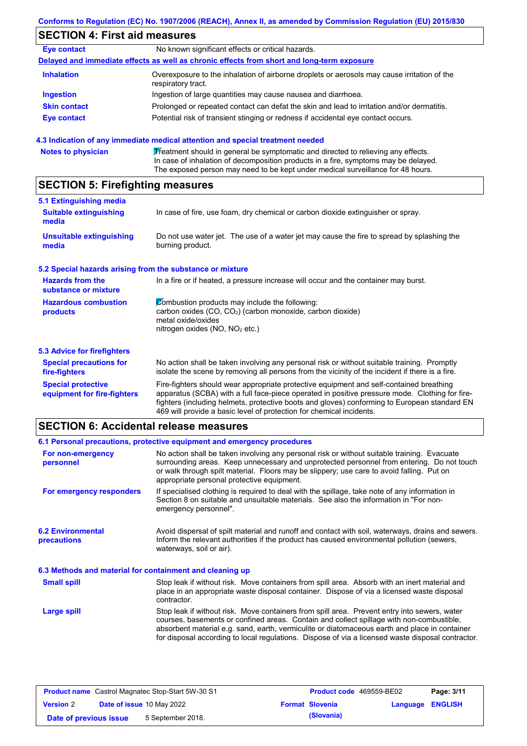## SECTION 4: First aid measures

| | |
|---|---|
| **Eye contact** | No known significant effects or critical hazards. |

**Delayed and immediate effects as well as chronic effects from short and long-term exposure**

| | |
|---|---|
| **Inhalation** | Overexposure to the inhalation of airborne droplets or aerosols may cause irritation of the respiratory tract. |
| **Ingestion** | Ingestion of large quantities may cause nausea and diarrhoea. |
| **Skin contact** | Prolonged or repeated contact can defat the skin and lead to irritation and/or dermatitis. |
| **Eye contact** | Potential risk of transient stinging or redness if accidental eye contact occurs. |

### 4.3 Indication of any immediate medical attention and special treatment needed

| | |
|---|---|
| **Notes to physician** | Treatment should in general be symptomatic and directed to relieving any effects. In case of inhalation of decomposition products in a fire, symptoms may be delayed. The exposed person may need to be kept under medical surveillance for 48 hours. |

## SECTION 5: Firefighting measures

### 5.1 Extinguishing media

| | |
|---|---|
| **Suitable extinguishing media** | In case of fire, use foam, dry chemical or carbon dioxide extinguisher or spray. |
| **Unsuitable extinguishing media** | Do not use water jet. The use of a water jet may cause the fire to spread by splashing the burning product. |

### 5.2 Special hazards arising from the substance or mixture

| | |
|---|---|
| **Hazards from the substance or mixture** | In a fire or if heated, a pressure increase will occur and the container may burst. |
| **Hazardous combustion products** | Combustion products may include the following:<br>carbon oxides ($CO$, $CO_2$) (carbon monoxide, carbon dioxide)<br>metal oxide/oxides<br>nitrogen oxides ($NO$, $NO_2$ etc.) |

### 5.3 Advice for firefighters

| | |
|---|---|
| **Special precautions for fire-fighters** | No action shall be taken involving any personal risk or without suitable training. Promptly isolate the scene by removing all persons from the vicinity of the incident if there is a fire. |
| **Special protective equipment for fire-fighters** | Fire-fighters should wear appropriate protective equipment and self-contained breathing apparatus (SCBA) with a full face-piece operated in positive pressure mode. Clothing for fire-fighters (including helmets, protective boots and gloves) conforming to European standard EN 469 will provide a basic level of protection for chemical incidents. |

## SECTION 6: Accidental release measures

### 6.1 Personal precautions, protective equipment and emergency procedures

| | |
|---|---|
| **For non-emergency personnel** | No action shall be taken involving any personal risk or without suitable training. Evacuate surrounding areas. Keep unnecessary and unprotected personnel from entering. Do not touch or walk through spilt material. Floors may be slippery; use care to avoid falling. Put on appropriate personal protective equipment. |
| **For emergency responders** | If specialised clothing is required to deal with the spillage, take note of any information in Section 8 on suitable and unsuitable materials. See also the information in "For non-emergency personnel". |

| | |
|---|---|
| **6.2 Environmental precautions** | Avoid dispersal of spilt material and runoff and contact with soil, waterways, drains and sewers. Inform the relevant authorities if the product has caused environmental pollution (sewers, waterways, soil or air). |

### 6.3 Methods and material for containment and cleaning up

| | |
|---|---|
| **Small spill** | Stop leak if without risk. Move containers from spill area. Absorb with an inert material and place in an appropriate waste disposal container. Dispose of via a licensed waste disposal contractor. |
| **Large spill** | Stop leak if without risk. Move containers from spill area. Prevent entry into sewers, water courses, basements or confined areas. Contain and collect spillage with non-combustible, absorbent material e.g. sand, earth, vermiculite or diatomaceous earth and place in container for disposal according to local regulations. Dispose of via a licensed waste disposal contractor. |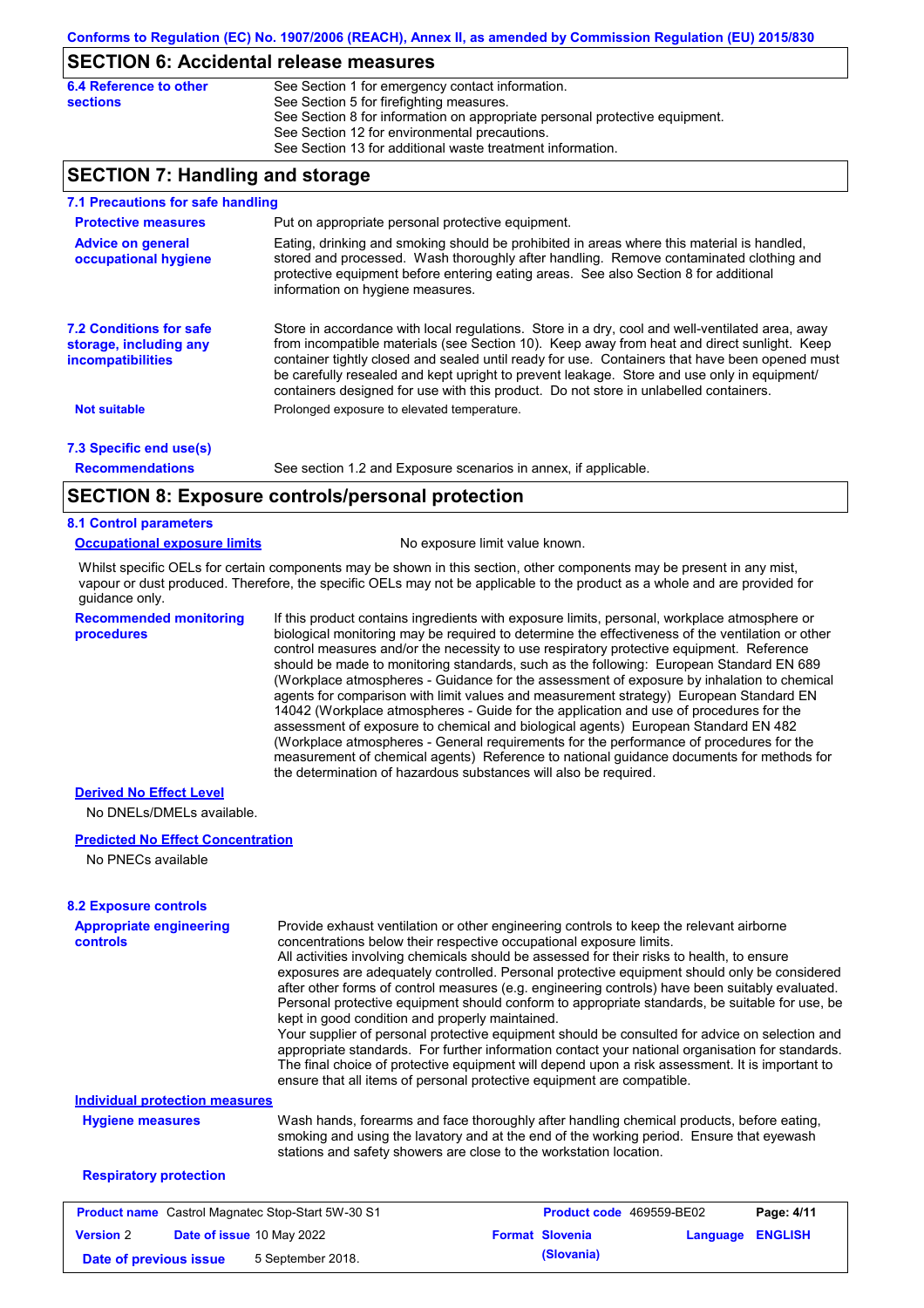## SECTION 6: Accidental release measures

**6.4 Reference to other sections**

See Section 1 for emergency contact information.
See Section 5 for firefighting measures.
See Section 8 for information on appropriate personal protective equipment.
See Section 12 for environmental precautions.
See Section 13 for additional waste treatment information.

## SECTION 7: Handling and storage

### 7.1 Precautions for safe handling

**Protective measures**

Put on appropriate personal protective equipment.

**Advice on general occupational hygiene**

Eating, drinking and smoking should be prohibited in areas where this material is handled, stored and processed. Wash thoroughly after handling. Remove contaminated clothing and protective equipment before entering eating areas. See also Section 8 for additional information on hygiene measures.

### 7.2 Conditions for safe storage, including any incompatibilities

Store in accordance with local regulations. Store in a dry, cool and well-ventilated area, away from incompatible materials (see Section 10). Keep away from heat and direct sunlight. Keep container tightly closed and sealed until ready for use. Containers that have been opened must be carefully resealed and kept upright to prevent leakage. Store and use only in equipment/ containers designed for use with this product. Do not store in unlabelled containers.

**Not suitable**

Prolonged exposure to elevated temperature.

### 7.3 Specific end use(s)

**Recommendations**

See section 1.2 and Exposure scenarios in annex, if applicable.

## SECTION 8: Exposure controls/personal protection

### 8.1 Control parameters

**Occupational exposure limits**

No exposure limit value known.

Whilst specific OELs for certain components may be shown in this section, other components may be present in any mist, vapour or dust produced. Therefore, the specific OELs may not be applicable to the product as a whole and are provided for guidance only.

**Recommended monitoring procedures**

If this product contains ingredients with exposure limits, personal, workplace atmosphere or biological monitoring may be required to determine the effectiveness of the ventilation or other control measures and/or the necessity to use respiratory protective equipment. Reference should be made to monitoring standards, such as the following: European Standard EN 689 (Workplace atmospheres - Guidance for the assessment of exposure by inhalation to chemical agents for comparison with limit values and measurement strategy) European Standard EN 14042 (Workplace atmospheres - Guide for the application and use of procedures for the assessment of exposure to chemical and biological agents) European Standard EN 482 (Workplace atmospheres - General requirements for the performance of procedures for the measurement of chemical agents) Reference to national guidance documents for methods for the determination of hazardous substances will also be required.

**Derived No Effect Level**

No DNELs/DMELs available.

**Predicted No Effect Concentration**

No PNECs available

### 8.2 Exposure controls

**Appropriate engineering controls**

Provide exhaust ventilation or other engineering controls to keep the relevant airborne concentrations below their respective occupational exposure limits.
All activities involving chemicals should be assessed for their risks to health, to ensure exposures are adequately controlled. Personal protective equipment should only be considered after other forms of control measures (e.g. engineering controls) have been suitably evaluated. Personal protective equipment should conform to appropriate standards, be suitable for use, be kept in good condition and properly maintained.
Your supplier of personal protective equipment should be consulted for advice on selection and appropriate standards. For further information contact your national organisation for standards. The final choice of protective equipment will depend upon a risk assessment. It is important to ensure that all items of personal protective equipment are compatible.

**Individual protection measures**

**Hygiene measures**

Wash hands, forearms and face thoroughly after handling chemical products, before eating, smoking and using the lavatory and at the end of the working period. Ensure that eyewash stations and safety showers are close to the workstation location.

**Respiratory protection**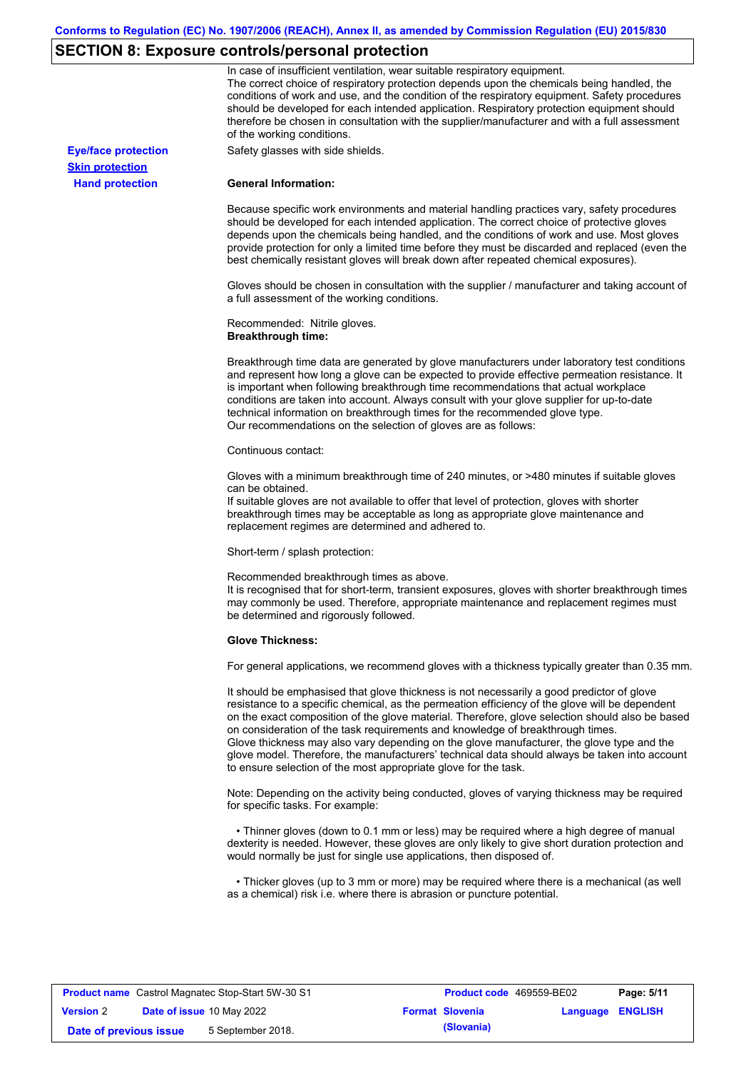## SECTION 8: Exposure controls/personal protection

In case of insufficient ventilation, wear suitable respiratory equipment.
The correct choice of respiratory protection depends upon the chemicals being handled, the conditions of work and use, and the condition of the respiratory equipment. Safety procedures should be developed for each intended application. Respiratory protection equipment should therefore be chosen in consultation with the supplier/manufacturer and with a full assessment of the working conditions.

**Eye/face protection** Safety glasses with side shields.

**Skin protection**

**Hand protection**

**General Information:**

Because specific work environments and material handling practices vary, safety procedures should be developed for each intended application. The correct choice of protective gloves depends upon the chemicals being handled, and the conditions of work and use. Most gloves provide protection for only a limited time before they must be discarded and replaced (even the best chemically resistant gloves will break down after repeated chemical exposures).

Gloves should be chosen in consultation with the supplier / manufacturer and taking account of a full assessment of the working conditions.

Recommended: Nitrile gloves.
**Breakthrough time:**

Breakthrough time data are generated by glove manufacturers under laboratory test conditions and represent how long a glove can be expected to provide effective permeation resistance. It is important when following breakthrough time recommendations that actual workplace conditions are taken into account. Always consult with your glove supplier for up-to-date technical information on breakthrough times for the recommended glove type.
Our recommendations on the selection of gloves are as follows:

Continuous contact:

Gloves with a minimum breakthrough time of 240 minutes, or >480 minutes if suitable gloves can be obtained.
If suitable gloves are not available to offer that level of protection, gloves with shorter breakthrough times may be acceptable as long as appropriate glove maintenance and replacement regimes are determined and adhered to.

Short-term / splash protection:

Recommended breakthrough times as above.
It is recognised that for short-term, transient exposures, gloves with shorter breakthrough times may commonly be used. Therefore, appropriate maintenance and replacement regimes must be determined and rigorously followed.

**Glove Thickness:**

For general applications, we recommend gloves with a thickness typically greater than 0.35 mm.

It should be emphasised that glove thickness is not necessarily a good predictor of glove resistance to a specific chemical, as the permeation efficiency of the glove will be dependent on the exact composition of the glove material. Therefore, glove selection should also be based on consideration of the task requirements and knowledge of breakthrough times.
Glove thickness may also vary depending on the glove manufacturer, the glove type and the glove model. Therefore, the manufacturers' technical data should always be taken into account to ensure selection of the most appropriate glove for the task.

Note: Depending on the activity being conducted, gloves of varying thickness may be required for specific tasks. For example:

- Thinner gloves (down to 0.1 mm or less) may be required where a high degree of manual dexterity is needed. However, these gloves are only likely to give short duration protection and would normally be just for single use applications, then disposed of.

- Thicker gloves (up to 3 mm or more) may be required where there is a mechanical (as well as a chemical) risk i.e. where there is abrasion or puncture potential.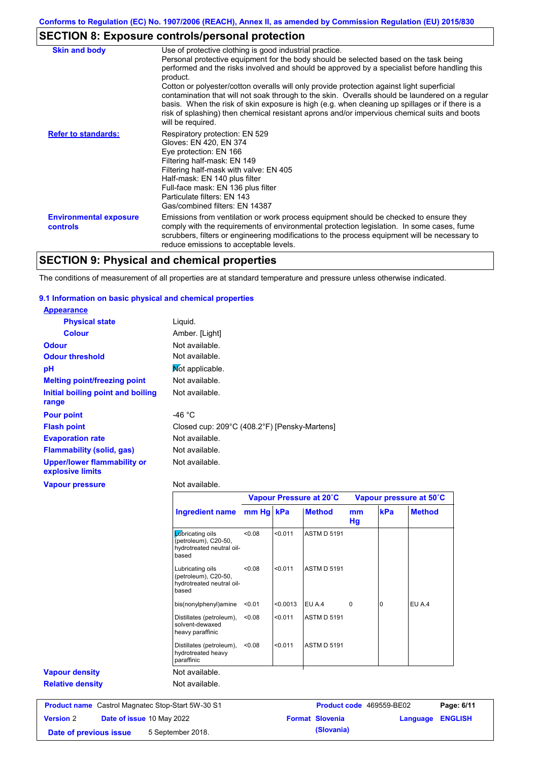Conforms to Regulation (EC) No. 1907/2006 (REACH), Annex II, as amended by Commission Regulation (EU) 2015/830

## SECTION 8: Exposure controls/personal protection

| | |
|---|---|
| **Skin and body** | Use of protective clothing is good industrial practice. Personal protective equipment for the body should be selected based on the task being performed and the risks involved and should be approved by a specialist before handling this product. Cotton or polyester/cotton overalls will only provide protection against light superficial contamination that will not soak through to the skin. Overalls should be laundered on a regular basis. When the risk of skin exposure is high (e.g. when cleaning up spillages or if there is a risk of splashing) then chemical resistant aprons and/or impervious chemical suits and boots will be required. |
| **Refer to standards:** | Respiratory protection: EN 529<br>Gloves: EN 420, EN 374<br>Eye protection: EN 166<br>Filtering half-mask: EN 149<br>Filtering half-mask with valve: EN 405<br>Half-mask: EN 140 plus filter<br>Full-face mask: EN 136 plus filter<br>Particulate filters: EN 143<br>Gas/combined filters: EN 14387 |
| **Environmental exposure controls** | Emissions from ventilation or work process equipment should be checked to ensure they comply with the requirements of environmental protection legislation. In some cases, fume scrubbers, filters or engineering modifications to the process equipment will be necessary to reduce emissions to acceptable levels. |

## SECTION 9: Physical and chemical properties

The conditions of measurement of all properties are at standard temperature and pressure unless otherwise indicated.

### 9.1 Information on basic physical and chemical properties

**Appearance**

| | |
|---|---|
| **Physical state** | Liquid. |
| **Colour** | Amber. [Light] |
| **Odour** | Not available. |
| **Odour threshold** | Not available. |
| **pH** | Not applicable. |
| **Melting point/freezing point** | Not available. |
| **Initial boiling point and boiling range** | Not available. |
| **Pour point** | -46 °C |
| **Flash point** | Closed cup: 209°C (408.2°F) [Pensky-Martens] |
| **Evaporation rate** | Not available. |
| **Flammability (solid, gas)** | Not available. |
| **Upper/lower flammability or explosive limits** | Not available. |
| **Vapour pressure** | Not available. |

| | Vapour Pressure at 20˚C | | | Vapour pressure at 50˚C | | |
|---|---|---|---|---|---|---|
| **Ingredient name** | **mm Hg** | **kPa** | **Method** | **mm Hg** | **kPa** | **Method** |
| Lubricating oils (petroleum), C20-50, hydrotreated neutral oil-based | <0.08 | <0.011 | ASTM D 5191 | | | |
| Lubricating oils (petroleum), C20-50, hydrotreated neutral oil-based | <0.08 | <0.011 | ASTM D 5191 | | | |
| bis(nonylphenyl)amine | <0.01 | <0.0013 | EU A.4 | 0 | 0 | EU A.4 |
| Distillates (petroleum), solvent-dewaxed heavy paraffinic | <0.08 | <0.011 | ASTM D 5191 | | | |
| Distillates (petroleum), hydrotreated heavy paraffinic | <0.08 | <0.011 | ASTM D 5191 | | | |

| | |
|---|---|
| **Vapour density** | Not available. |
| **Relative density** | Not available. |

| | | | |
|---|---|---|---|
| **Product name** Castrol Magnatec Stop-Start 5W-30 S1 | | **Product code** 469559-BE02 | |
| **Version** 2 | **Date of issue** 10 May 2022 | **Format** Slovenia (Slovania) | **Language** ENGLISH |
| **Date of previous issue** | 5 September 2018. | | |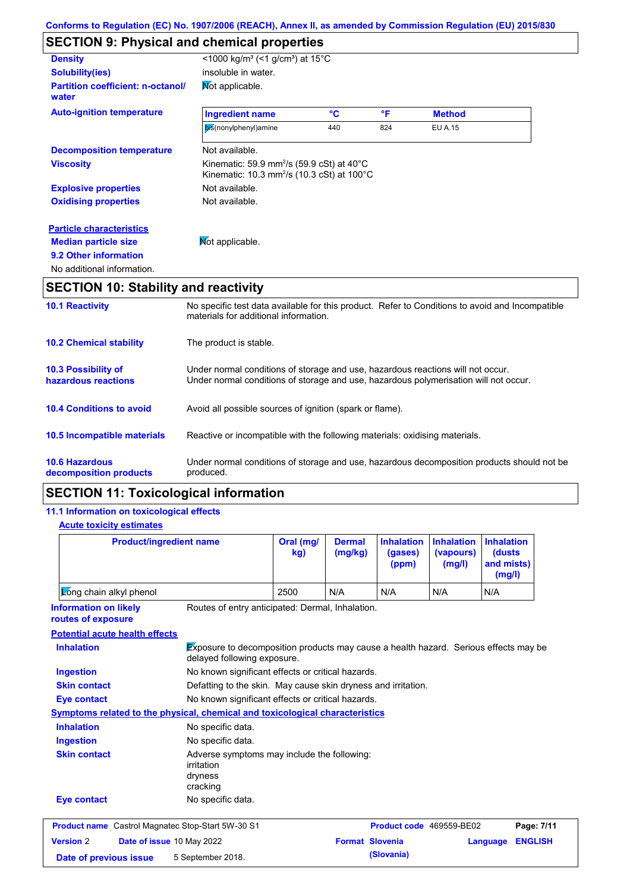Conforms to Regulation (EC) No. 1907/2006 (REACH), Annex II, as amended by Commission Regulation (EU) 2015/830

## SECTION 9: Physical and chemical properties

**Density** <1000 kg/m³ (<1 g/cm³) at 15°C

**Solubility(ies)** insoluble in water.

**Partition coefficient: n-octanol/ water** Not applicable.

**Auto-ignition temperature**

| Ingredient name | °C | °F | Method |
|---|---|---|---|
| bis(nonylphenyl)amine | 440 | 824 | EU A.15 |

**Decomposition temperature** Not available.

**Viscosity** Kinematic: 59.9 mm²/s (59.9 cSt) at 40°C
Kinematic: 10.3 mm²/s (10.3 cSt) at 100°C

**Explosive properties** Not available.

**Oxidising properties** Not available.

**Particle characteristics**

**Median particle size** Not applicable.

**9.2 Other information**

No additional information.

## SECTION 10: Stability and reactivity

**10.1 Reactivity** No specific test data available for this product. Refer to Conditions to avoid and Incompatible materials for additional information.

**10.2 Chemical stability** The product is stable.

**10.3 Possibility of hazardous reactions** Under normal conditions of storage and use, hazardous reactions will not occur.
Under normal conditions of storage and use, hazardous polymerisation will not occur.

**10.4 Conditions to avoid** Avoid all possible sources of ignition (spark or flame).

**10.5 Incompatible materials** Reactive or incompatible with the following materials: oxidising materials.

**10.6 Hazardous decomposition products** Under normal conditions of storage and use, hazardous decomposition products should not be produced.

## SECTION 11: Toxicological information

**11.1 Information on toxicological effects**

**Acute toxicity estimates**

| Product/ingredient name | Oral (mg/kg) | Dermal (mg/kg) | Inhalation (gases) (ppm) | Inhalation (vapours) (mg/l) | Inhalation (dusts and mists) (mg/l) |
|---|---|---|---|---|---|
| Long chain alkyl phenol | 2500 | N/A | N/A | N/A | N/A |

**Information on likely routes of exposure** Routes of entry anticipated: Dermal, Inhalation.

**Potential acute health effects**

**Inhalation** Exposure to decomposition products may cause a health hazard. Serious effects may be delayed following exposure.

**Ingestion** No known significant effects or critical hazards.

**Skin contact** Defatting to the skin. May cause skin dryness and irritation.

**Eye contact** No known significant effects or critical hazards.

**Symptoms related to the physical, chemical and toxicological characteristics**

**Inhalation** No specific data.

**Ingestion** No specific data.

**Skin contact** Adverse symptoms may include the following:
irritation
dryness
cracking

**Eye contact** No specific data.

| Product name | Castrol Magnatec Stop-Start 5W-30 S1 | Product code | 469559-BE02 |
|---|---|---|---|
| Version 2 | Date of issue 10 May 2022 | Format Slovenia (Slovania) | Language ENGLISH |
| Date of previous issue | 5 September 2018. | | |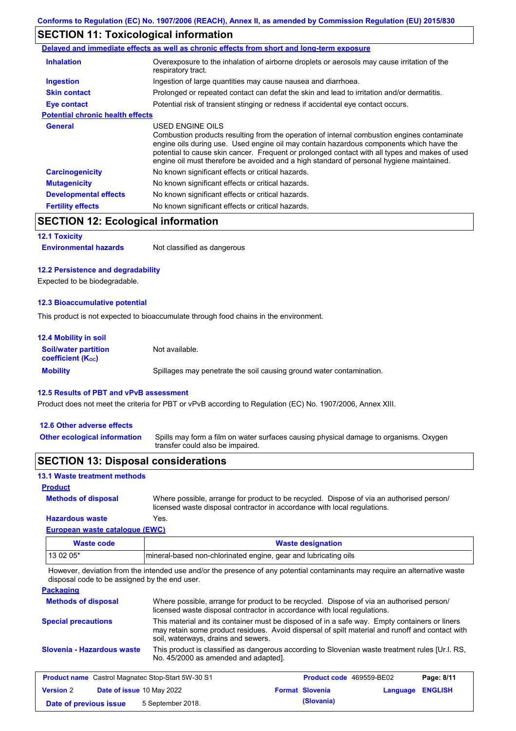## SECTION 11: Toxicological information

**Delayed and immediate effects as well as chronic effects from short and long-term exposure**

**Inhalation** Overexposure to the inhalation of airborne droplets or aerosols may cause irritation of the respiratory tract.

**Ingestion** Ingestion of large quantities may cause nausea and diarrhoea.

**Skin contact** Prolonged or repeated contact can defat the skin and lead to irritation and/or dermatitis.

**Eye contact** Potential risk of transient stinging or redness if accidental eye contact occurs.

**Potential chronic health effects**

**General** USED ENGINE OILS
Combustion products resulting from the operation of internal combustion engines contaminate engine oils during use. Used engine oil may contain hazardous components which have the potential to cause skin cancer. Frequent or prolonged contact with all types and makes of used engine oil must therefore be avoided and a high standard of personal hygiene maintained.

**Carcinogenicity** No known significant effects or critical hazards.

**Mutagenicity** No known significant effects or critical hazards.

**Developmental effects** No known significant effects or critical hazards.

**Fertility effects** No known significant effects or critical hazards.

## SECTION 12: Ecological information

### 12.1 Toxicity

**Environmental hazards** Not classified as dangerous

### 12.2 Persistence and degradability

Expected to be biodegradable.

### 12.3 Bioaccumulative potential

This product is not expected to bioaccumulate through food chains in the environment.

### 12.4 Mobility in soil

**Soil/water partition coefficient ($K_{OC}$)** Not available.

**Mobility** Spillages may penetrate the soil causing ground water contamination.

### 12.5 Results of PBT and vPvB assessment

Product does not meet the criteria for PBT or vPvB according to Regulation (EC) No. 1907/2006, Annex XIII.

### 12.6 Other adverse effects

**Other ecological information** Spills may form a film on water surfaces causing physical damage to organisms. Oxygen transfer could also be impaired.

## SECTION 13: Disposal considerations

### 13.1 Waste treatment methods

**Product**

**Methods of disposal** Where possible, arrange for product to be recycled. Dispose of via an authorised person/ licensed waste disposal contractor in accordance with local regulations.

**Hazardous waste** Yes.

**European waste catalogue (EWC)**

| Waste code | Waste designation |
|---|---|
| 13 02 05* | mineral-based non-chlorinated engine, gear and lubricating oils |

However, deviation from the intended use and/or the presence of any potential contaminants may require an alternative waste disposal code to be assigned by the end user.

**Packaging**

**Methods of disposal** Where possible, arrange for product to be recycled. Dispose of via an authorised person/ licensed waste disposal contractor in accordance with local regulations.

**Special precautions** This material and its container must be disposed of in a safe way. Empty containers or liners may retain some product residues. Avoid dispersal of spilt material and runoff and contact with soil, waterways, drains and sewers.

**Slovenia - Hazardous waste** This product is classified as dangerous according to Slovenian waste treatment rules [Ur.l. RS, No. 45/2000 as amended and adapted].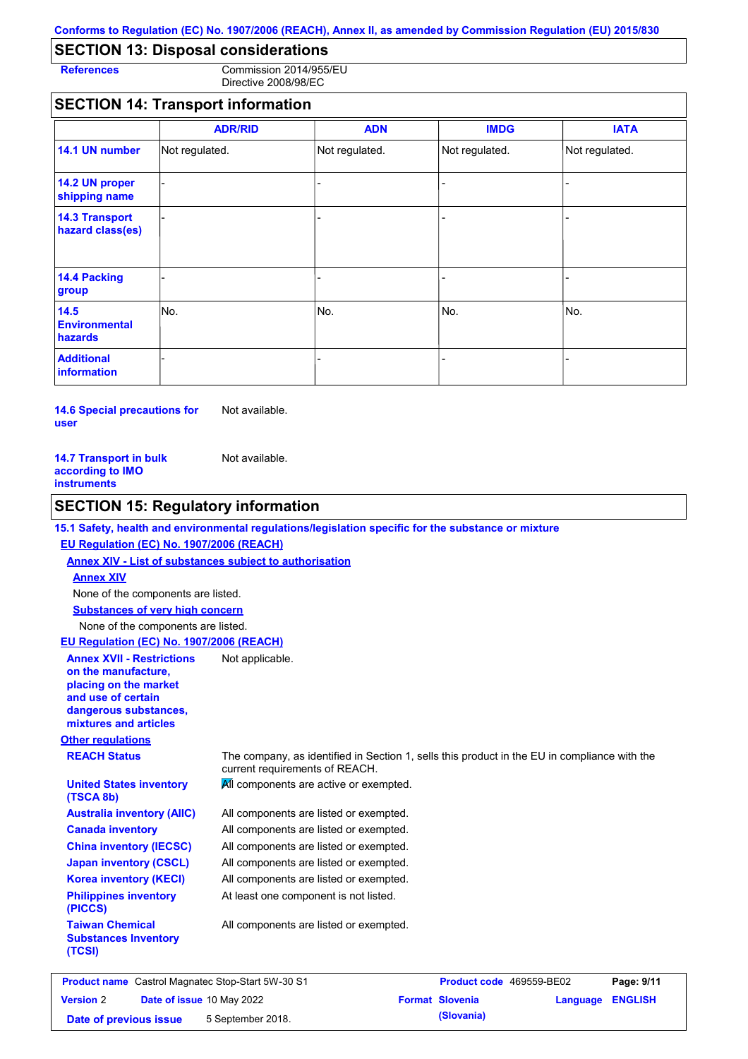## SECTION 13: Disposal considerations

**References** Commission 2014/955/EU
Directive 2008/98/EC

## SECTION 14: Transport information

| | ADR/RID | ADN | IMDG | IATA |
|---|---|---|---|---|
| **14.1 UN number** | Not regulated. | Not regulated. | Not regulated. | Not regulated. |
| **14.2 UN proper shipping name** | - | - | - | - |
| **14.3 Transport hazard class(es)** | - | - | - | - |
| **14.4 Packing group** | - | - | - | - |
| **14.5 Environmental hazards** | No. | No. | No. | No. |
| **Additional information** | - | - | - | - |

**14.6 Special precautions for user** Not available.

**14.7 Transport in bulk according to IMO instruments** Not available.

## SECTION 15: Regulatory information

**15.1 Safety, health and environmental regulations/legislation specific for the substance or mixture**

**EU Regulation (EC) No. 1907/2006 (REACH)**

**Annex XIV - List of substances subject to authorisation**

**Annex XIV**

None of the components are listed.

**Substances of very high concern**

None of the components are listed.

**EU Regulation (EC) No. 1907/2006 (REACH)**

**Annex XVII - Restrictions on the manufacture, placing on the market and use of certain dangerous substances, mixtures and articles** Not applicable.

**Other regulations**

**REACH Status** The company, as identified in Section 1, sells this product in the EU in compliance with the current requirements of REACH.

**United States inventory (TSCA 8b)** All components are active or exempted.

**Australia inventory (AIIC)** All components are listed or exempted.

**Canada inventory** All components are listed or exempted.

**China inventory (IECSC)** All components are listed or exempted.

**Japan inventory (CSCL)** All components are listed or exempted.

**Korea inventory (KECI)** All components are listed or exempted.

**Philippines inventory (PICCS)** At least one component is not listed.

**Taiwan Chemical Substances Inventory (TCSI)** All components are listed or exempted.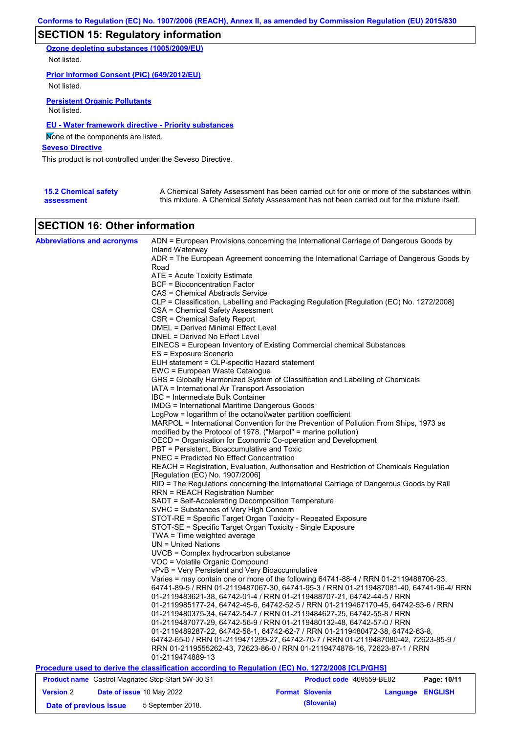## SECTION 15: Regulatory information

**Ozone depleting substances (1005/2009/EU)**

Not listed.

**Prior Informed Consent (PIC) (649/2012/EU)**

Not listed.

**Persistent Organic Pollutants**

Not listed.

**EU - Water framework directive - Priority substances**

None of the components are listed.

**Seveso Directive**

This product is not controlled under the Seveso Directive.

**15.2 Chemical safety assessment**

A Chemical Safety Assessment has been carried out for one or more of the substances within this mixture. A Chemical Safety Assessment has not been carried out for the mixture itself.

## SECTION 16: Other information

**Abbreviations and acronyms**

ADN = European Provisions concerning the International Carriage of Dangerous Goods by Inland Waterway
ADR = The European Agreement concerning the International Carriage of Dangerous Goods by Road
ATE = Acute Toxicity Estimate
BCF = Bioconcentration Factor
CAS = Chemical Abstracts Service
CLP = Classification, Labelling and Packaging Regulation [Regulation (EC) No. 1272/2008]
CSA = Chemical Safety Assessment
CSR = Chemical Safety Report
DMEL = Derived Minimal Effect Level
DNEL = Derived No Effect Level
EINECS = European Inventory of Existing Commercial chemical Substances
ES = Exposure Scenario
EUH statement = CLP-specific Hazard statement
EWC = European Waste Catalogue
GHS = Globally Harmonized System of Classification and Labelling of Chemicals
IATA = International Air Transport Association
IBC = Intermediate Bulk Container
IMDG = International Maritime Dangerous Goods
LogPow = logarithm of the octanol/water partition coefficient
MARPOL = International Convention for the Prevention of Pollution From Ships, 1973 as modified by the Protocol of 1978. ("Marpol" = marine pollution)
OECD = Organisation for Economic Co-operation and Development
PBT = Persistent, Bioaccumulative and Toxic
PNEC = Predicted No Effect Concentration
REACH = Registration, Evaluation, Authorisation and Restriction of Chemicals Regulation [Regulation (EC) No. 1907/2006]
RID = The Regulations concerning the International Carriage of Dangerous Goods by Rail
RRN = REACH Registration Number
SADT = Self-Accelerating Decomposition Temperature
SVHC = Substances of Very High Concern
STOT-RE = Specific Target Organ Toxicity - Repeated Exposure
STOT-SE = Specific Target Organ Toxicity - Single Exposure
TWA = Time weighted average
UN = United Nations
UVCB = Complex hydrocarbon substance
VOC = Volatile Organic Compound
vPvB = Very Persistent and Very Bioaccumulative
Varies = may contain one or more of the following 64741-88-4 / RRN 01-2119488706-23, 64741-89-5 / RRN 01-2119487067-30, 64741-95-3 / RRN 01-2119487081-40, 64741-96-4/ RRN 01-2119483621-38, 64742-01-4 / RRN 01-2119488707-21, 64742-44-5 / RRN 01-2119985177-24, 64742-45-6, 64742-52-5 / RRN 01-2119467170-45, 64742-53-6 / RRN 01-2119480375-34, 64742-54-7 / RRN 01-2119484627-25, 64742-55-8 / RRN 01-2119487077-29, 64742-56-9 / RRN 01-2119480132-48, 64742-57-0 / RRN 01-2119489287-22, 64742-58-1, 64742-62-7 / RRN 01-2119480472-38, 64742-63-8, 64742-65-0 / RRN 01-2119471299-27, 64742-70-7 / RRN 01-2119487080-42, 72623-85-9 / RRN 01-2119555262-43, 72623-86-0 / RRN 01-2119474878-16, 72623-87-1 / RRN 01-2119474889-13

**Procedure used to derive the classification according to Regulation (EC) No. 1272/2008 [CLP/GHS]**

| **Product name** Castrol Magnatec Stop-Start 5W-30 S1 | | **Product code** 469559-BE02 | **Page: 10/11** |
|---|---|---|---|
| **Version** 2 | **Date of issue** 10 May 2022 | **Format Slovenia (Slovania)** | **Language ENGLISH** |
| **Date of previous issue** | 5 September 2018. | | |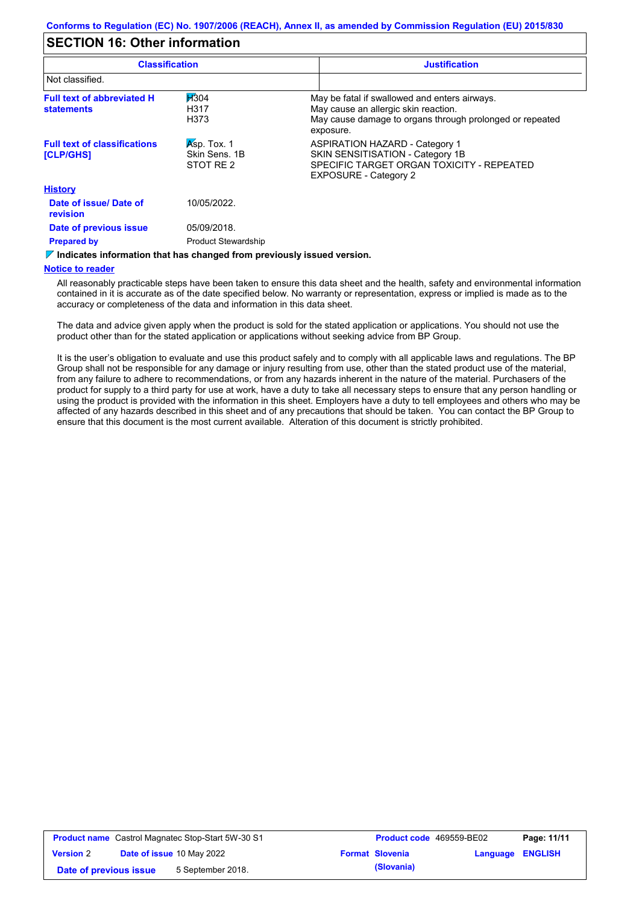## SECTION 16: Other information

| Classification | Justification |
| --- | --- |
| Not classified. | |

**Full text of abbreviated H statements**

| | |
| --- | --- |
| H304 | May be fatal if swallowed and enters airways. |
| H317 | May cause an allergic skin reaction. |
| H373 | May cause damage to organs through prolonged or repeated exposure. |

**Full text of classifications [CLP/GHS]**

| | |
| --- | --- |
| Asp. Tox. 1 | ASPIRATION HAZARD - Category 1 |
| Skin Sens. 1B | SKIN SENSITISATION - Category 1B |
| STOT RE 2 | SPECIFIC TARGET ORGAN TOXICITY - REPEATED EXPOSURE - Category 2 |

**History**

| | |
| --- | --- |
| **Date of issue/ Date of revision** | 10/05/2022. |
| **Date of previous issue** | 05/09/2018. |
| **Prepared by** | Product Stewardship |

**Indicates information that has changed from previously issued version.**

**Notice to reader**

All reasonably practicable steps have been taken to ensure this data sheet and the health, safety and environmental information contained in it is accurate as of the date specified below. No warranty or representation, express or implied is made as to the accuracy or completeness of the data and information in this data sheet.

The data and advice given apply when the product is sold for the stated application or applications. You should not use the product other than for the stated application or applications without seeking advice from BP Group.

It is the user's obligation to evaluate and use this product safely and to comply with all applicable laws and regulations. The BP Group shall not be responsible for any damage or injury resulting from use, other than the stated product use of the material, from any failure to adhere to recommendations, or from any hazards inherent in the nature of the material. Purchasers of the product for supply to a third party for use at work, have a duty to take all necessary steps to ensure that any person handling or using the product is provided with the information in this sheet. Employers have a duty to tell employees and others who may be affected of any hazards described in this sheet and of any precautions that should be taken. You can contact the BP Group to ensure that this document is the most current available. Alteration of this document is strictly prohibited.